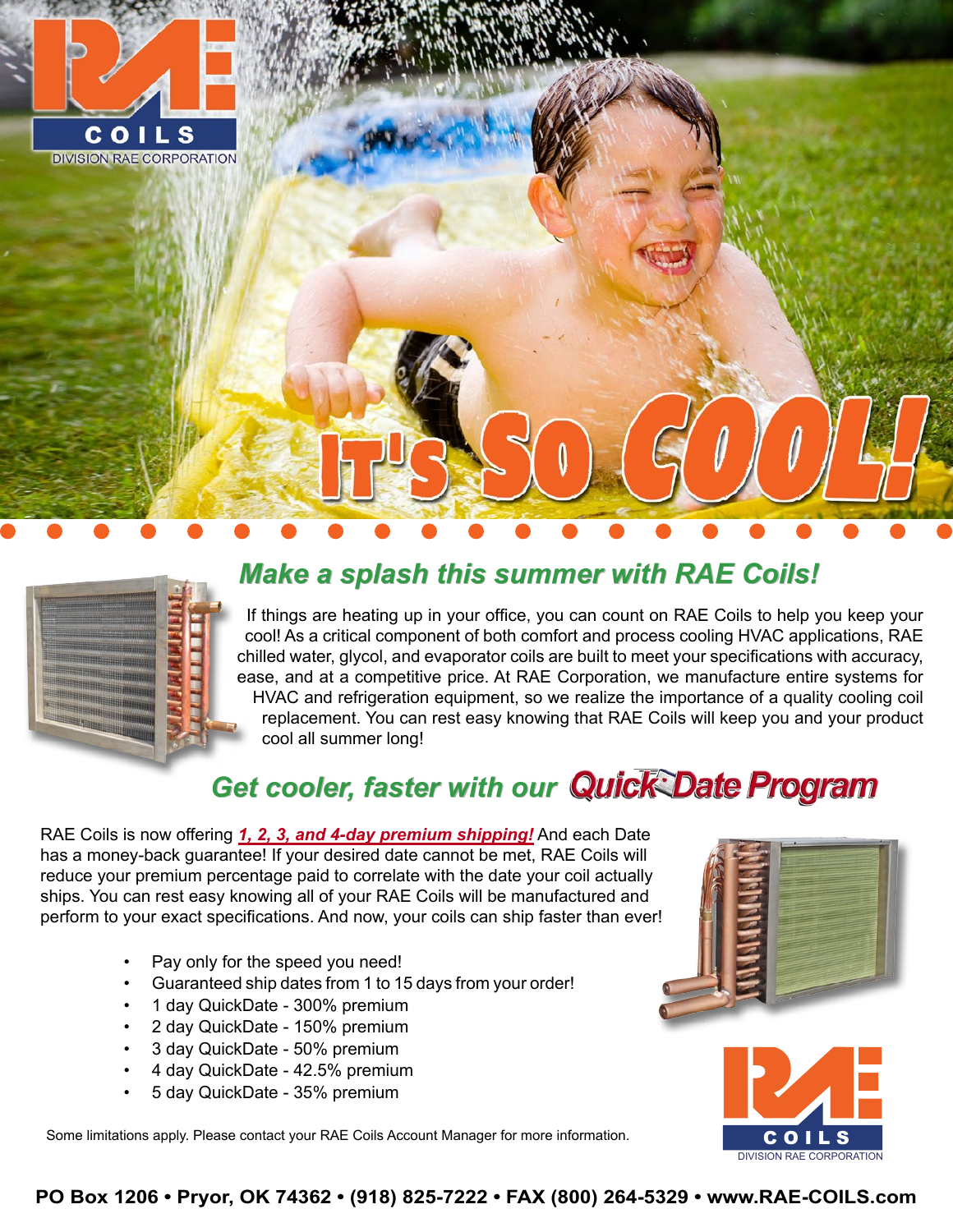RAE COILS
DIVISION RAE CORPORATION

# IT'S SO COOL!

## Make a splash this summer with RAE Coils!

If things are heating up in your office, you can count on RAE Coils to help you keep your cool! As a critical component of both comfort and process cooling HVAC applications, RAE chilled water, glycol, and evaporator coils are built to meet your specifications with accuracy, ease, and at a competitive price. At RAE Corporation, we manufacture entire systems for HVAC and refrigeration equipment, so we realize the importance of a quality cooling coil replacement. You can rest easy knowing that RAE Coils will keep you and your product cool all summer long!

## Get cooler, faster with our QuickDate Program

RAE Coils is now offering ***1, 2, 3, and 4-day premium shipping!*** And each Date has a money-back guarantee! If your desired date cannot be met, RAE Coils will reduce your premium percentage paid to correlate with the date your coil actually ships. You can rest easy knowing all of your RAE Coils will be manufactured and perform to your exact specifications. And now, your coils can ship faster than ever!

- Pay only for the speed you need!
- Guaranteed ship dates from 1 to 15 days from your order!
- 1 day QuickDate - 300% premium
- 2 day QuickDate - 150% premium
- 3 day QuickDate - 50% premium
- 4 day QuickDate - 42.5% premium
- 5 day QuickDate - 35% premium

Some limitations apply. Please contact your RAE Coils Account Manager for more information.

RAE COILS
DIVISION RAE CORPORATION

**PO Box 1206 • Pryor, OK 74362 • (918) 825-7222 • FAX (800) 264-5329 • www.RAE-COILS.com**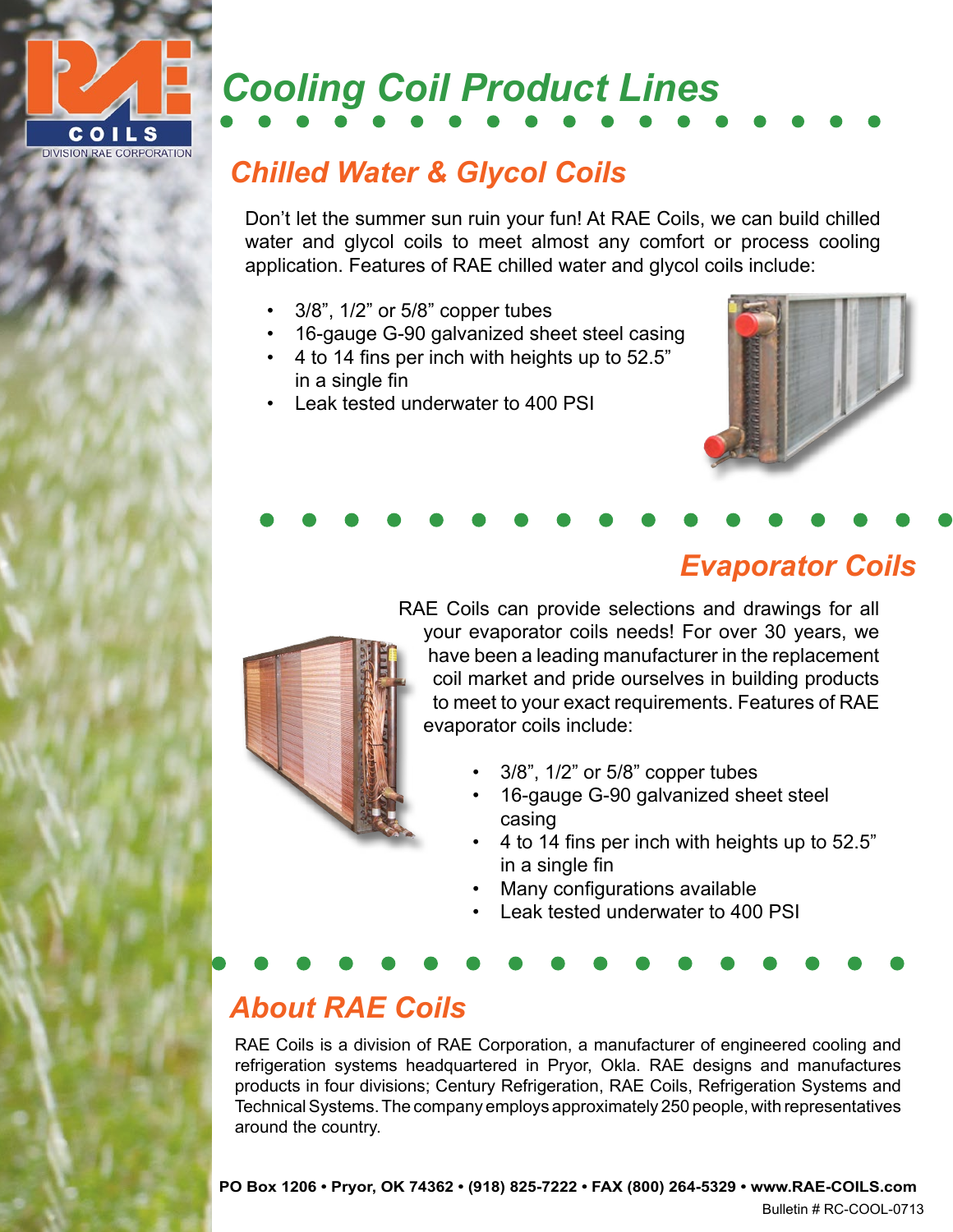# Cooling Coil Product Lines

## Chilled Water & Glycol Coils

Don't let the summer sun ruin your fun! At RAE Coils, we can build chilled water and glycol coils to meet almost any comfort or process cooling application. Features of RAE chilled water and glycol coils include:

- 3/8", 1/2" or 5/8" copper tubes
- 16-gauge G-90 galvanized sheet steel casing
- 4 to 14 fins per inch with heights up to 52.5" in a single fin
- Leak tested underwater to 400 PSI

## Evaporator Coils

RAE Coils can provide selections and drawings for all your evaporator coils needs! For over 30 years, we have been a leading manufacturer in the replacement coil market and pride ourselves in building products to meet to your exact requirements. Features of RAE evaporator coils include:

- 3/8", 1/2" or 5/8" copper tubes
- 16-gauge G-90 galvanized sheet steel casing
- 4 to 14 fins per inch with heights up to 52.5" in a single fin
- Many configurations available
- Leak tested underwater to 400 PSI

## About RAE Coils

RAE Coils is a division of RAE Corporation, a manufacturer of engineered cooling and refrigeration systems headquartered in Pryor, Okla. RAE designs and manufactures products in four divisions; Century Refrigeration, RAE Coils, Refrigeration Systems and Technical Systems. The company employs approximately 250 people, with representatives around the country.

**PO Box 1206 • Pryor, OK 74362 • (918) 825-7222 • FAX (800) 264-5329 • www.RAE-COILS.com**

Bulletin # RC-COOL-0713